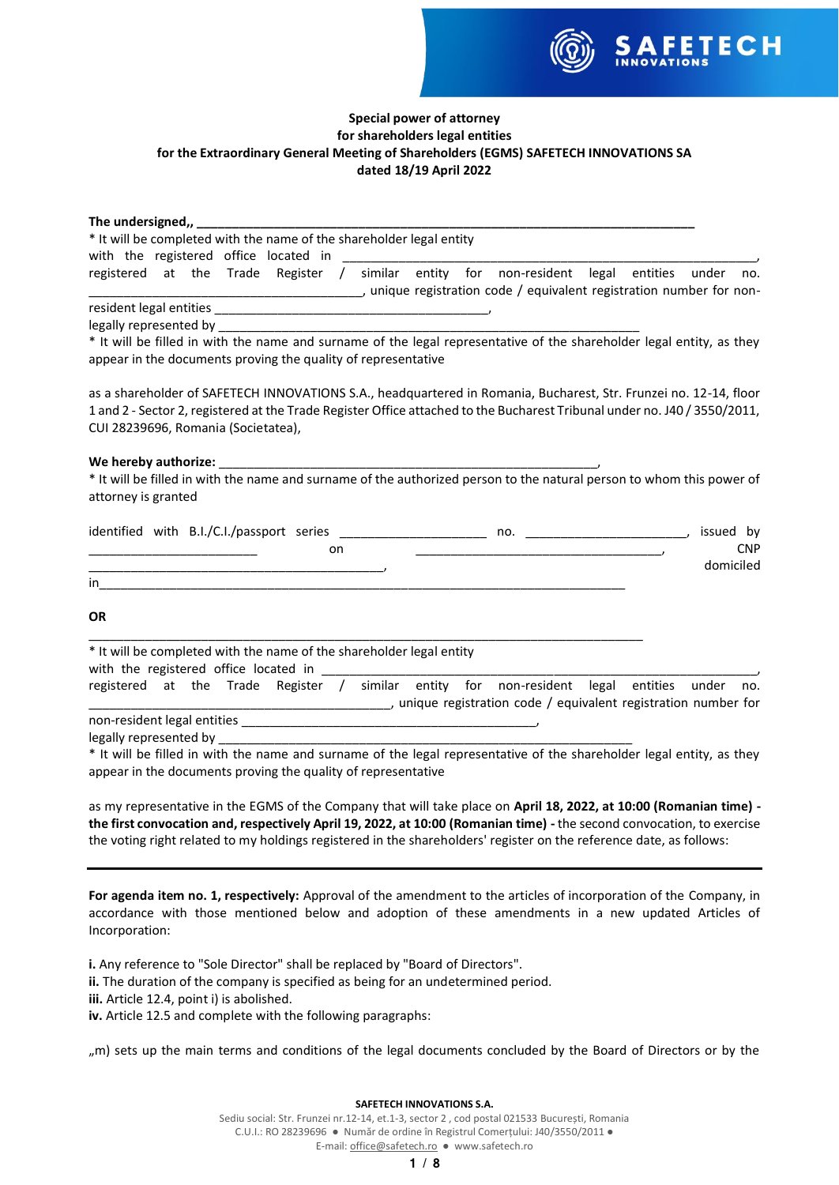**Special power of attorney**
**for shareholders legal entities**
**for the Extraordinary General Meeting of Shareholders (EGMS) SAFETECH INNOVATIONS SA**
**dated 18/19 April 2022**

**The undersigned,, \_\_\_\_\_\_\_\_\_\_\_\_\_\_\_\_\_\_\_\_\_\_\_\_\_\_\_\_\_\_\_\_\_\_\_\_\_\_\_\_\_\_\_\_\_\_\_\_\_\_\_\_\_\_\_\_\_\_\_\_\_\_\_\_\_\_\_\_\_\_\_\_**

\* It will be completed with the name of the shareholder legal entity

with the registered office located in \_\_\_\_\_\_\_\_\_\_\_\_\_\_\_\_\_\_\_\_\_\_\_\_\_\_\_\_\_\_\_\_\_\_\_\_\_\_\_\_\_\_\_\_\_\_\_\_\_\_\_\_\_\_\_\_, registered at the Trade Register / similar entity for non-resident legal entities under no. \_\_\_\_\_\_\_\_\_\_\_\_\_\_\_\_\_\_\_\_\_\_\_\_\_\_\_\_\_\_\_\_\_\_\_\_\_\_, unique registration code / equivalent registration number for non-resident legal entities \_\_\_\_\_\_\_\_\_\_\_\_\_\_\_\_\_\_\_\_\_\_\_\_\_\_\_\_\_\_\_\_\_\_\_\_\_,

legally represented by \_\_\_\_\_\_\_\_\_\_\_\_\_\_\_\_\_\_\_\_\_\_\_\_\_\_\_\_\_\_\_\_\_\_\_\_\_\_\_\_\_\_\_\_\_\_\_\_\_\_\_\_\_\_\_\_\_

\* It will be filled in with the name and surname of the legal representative of the shareholder legal entity, as they appear in the documents proving the quality of representative

as a shareholder of SAFETECH INNOVATIONS S.A., headquartered in Romania, Bucharest, Str. Frunzei no. 12-14, floor 1 and 2 - Sector 2, registered at the Trade Register Office attached to the Bucharest Tribunal under no. J40 / 3550/2011, CUI 28239696, Romania (Societatea),

**We hereby authorize:** \_\_\_\_\_\_\_\_\_\_\_\_\_\_\_\_\_\_\_\_\_\_\_\_\_\_\_\_\_\_\_\_\_\_\_\_\_\_\_\_\_\_\_\_\_\_\_\_\_\_\_\_\_\_,

\* It will be filled in with the name and surname of the authorized person to the natural person to whom this power of attorney is granted

identified with B.I./C.I./passport series \_\_\_\_\_\_\_\_\_\_\_\_\_\_\_\_\_\_\_\_ no. \_\_\_\_\_\_\_\_\_\_\_\_\_\_\_\_\_\_\_\_\_\_, issued by \_\_\_\_\_\_\_\_\_\_\_\_\_\_\_\_\_\_\_\_\_\_\_ on \_\_\_\_\_\_\_\_\_\_\_\_\_\_\_\_\_\_\_\_\_\_\_\_\_\_\_\_\_\_\_\_\_\_\_, CNP \_\_\_\_\_\_\_\_\_\_\_\_\_\_\_\_\_\_\_\_\_\_\_\_\_\_\_\_\_\_\_\_\_\_\_\_\_\_\_\_\_, domiciled in\_\_\_\_\_\_\_\_\_\_\_\_\_\_\_\_\_\_\_\_\_\_\_\_\_\_\_\_\_\_\_\_\_\_\_\_\_\_\_\_\_\_\_\_\_\_\_\_\_\_\_\_\_\_\_\_\_\_\_\_\_\_\_\_\_\_\_\_\_\_\_\_\_

**OR**

\_\_\_\_\_\_\_\_\_\_\_\_\_\_\_\_\_\_\_\_\_\_\_\_\_\_\_\_\_\_\_\_\_\_\_\_\_\_\_\_\_\_\_\_\_\_\_\_\_\_\_\_\_\_\_\_\_\_\_\_\_\_\_\_\_\_\_\_\_\_\_\_\_\_\_\_

\* It will be completed with the name of the shareholder legal entity

with the registered office located in \_\_\_\_\_\_\_\_\_\_\_\_\_\_\_\_\_\_\_\_\_\_\_\_\_\_\_\_\_\_\_\_\_\_\_\_\_\_\_\_\_\_\_\_\_\_\_\_\_\_\_\_\_\_\_\_\_\_\_, registered at the Trade Register / similar entity for non-resident legal entities under no. \_\_\_\_\_\_\_\_\_\_\_\_\_\_\_\_\_\_\_\_\_\_\_\_\_\_\_\_\_\_\_\_\_\_\_\_\_\_\_\_\_\_, unique registration code / equivalent registration number for non-resident legal entities \_\_\_\_\_\_\_\_\_\_\_\_\_\_\_\_\_\_\_\_\_\_\_\_\_\_\_\_\_\_\_\_\_\_\_\_\_\_\_,

legally represented by \_\_\_\_\_\_\_\_\_\_\_\_\_\_\_\_\_\_\_\_\_\_\_\_\_\_\_\_\_\_\_\_\_\_\_\_\_\_\_\_\_\_\_\_\_\_\_\_\_\_\_\_\_\_\_\_\_

\* It will be filled in with the name and surname of the legal representative of the shareholder legal entity, as they appear in the documents proving the quality of representative

as my representative in the EGMS of the Company that will take place on **April 18, 2022, at 10:00 (Romanian time) - the first convocation and, respectively April 19, 2022, at 10:00 (Romanian time) -** the second convocation, to exercise the voting right related to my holdings registered in the shareholders' register on the reference date, as follows:

---

**For agenda item no. 1, respectively:** Approval of the amendment to the articles of incorporation of the Company, in accordance with those mentioned below and adoption of these amendments in a new updated Articles of Incorporation:

**i.** Any reference to "Sole Director" shall be replaced by "Board of Directors".
**ii.** The duration of the company is specified as being for an undetermined period.
**iii.** Article 12.4, point i) is abolished.
**iv.** Article 12.5 and complete with the following paragraphs:

„m) sets up the main terms and conditions of the legal documents concluded by the Board of Directors or by the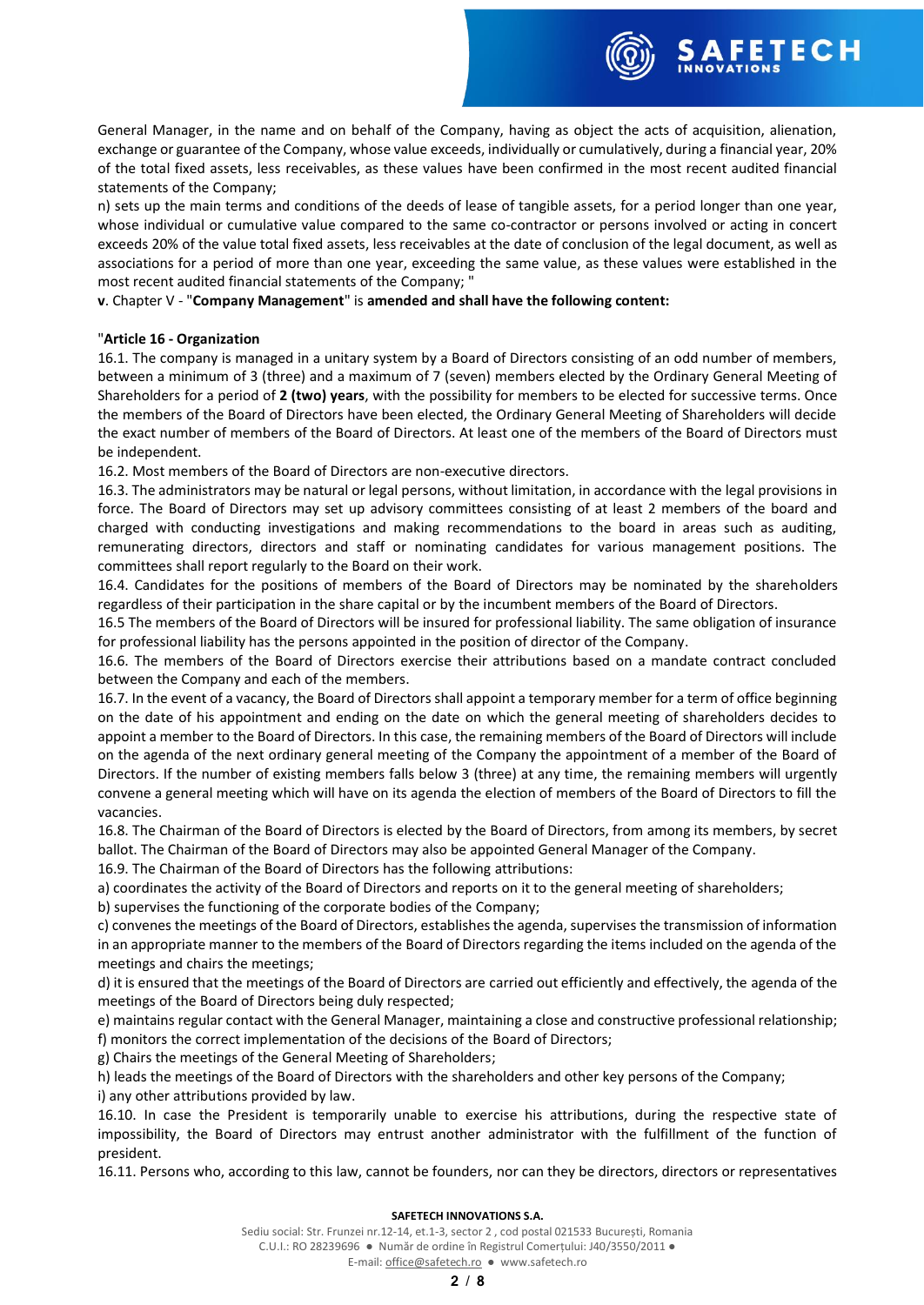General Manager, in the name and on behalf of the Company, having as object the acts of acquisition, alienation, exchange or guarantee of the Company, whose value exceeds, individually or cumulatively, during a financial year, 20% of the total fixed assets, less receivables, as these values have been confirmed in the most recent audited financial statements of the Company;

n) sets up the main terms and conditions of the deeds of lease of tangible assets, for a period longer than one year, whose individual or cumulative value compared to the same co-contractor or persons involved or acting in concert exceeds 20% of the value total fixed assets, less receivables at the date of conclusion of the legal document, as well as associations for a period of more than one year, exceeding the same value, as these values were established in the most recent audited financial statements of the Company; "

**v**. Chapter V - "**Company Management**" is **amended and shall have the following content:**

"**Article 16 - Organization**

16.1. The company is managed in a unitary system by a Board of Directors consisting of an odd number of members, between a minimum of 3 (three) and a maximum of 7 (seven) members elected by the Ordinary General Meeting of Shareholders for a period of **2 (two) years**, with the possibility for members to be elected for successive terms. Once the members of the Board of Directors have been elected, the Ordinary General Meeting of Shareholders will decide the exact number of members of the Board of Directors. At least one of the members of the Board of Directors must be independent.

16.2. Most members of the Board of Directors are non-executive directors.

16.3. The administrators may be natural or legal persons, without limitation, in accordance with the legal provisions in force. The Board of Directors may set up advisory committees consisting of at least 2 members of the board and charged with conducting investigations and making recommendations to the board in areas such as auditing, remunerating directors, directors and staff or nominating candidates for various management positions. The committees shall report regularly to the Board on their work.

16.4. Candidates for the positions of members of the Board of Directors may be nominated by the shareholders regardless of their participation in the share capital or by the incumbent members of the Board of Directors.

16.5 The members of the Board of Directors will be insured for professional liability. The same obligation of insurance for professional liability has the persons appointed in the position of director of the Company.

16.6. The members of the Board of Directors exercise their attributions based on a mandate contract concluded between the Company and each of the members.

16.7. In the event of a vacancy, the Board of Directors shall appoint a temporary member for a term of office beginning on the date of his appointment and ending on the date on which the general meeting of shareholders decides to appoint a member to the Board of Directors. In this case, the remaining members of the Board of Directors will include on the agenda of the next ordinary general meeting of the Company the appointment of a member of the Board of Directors. If the number of existing members falls below 3 (three) at any time, the remaining members will urgently convene a general meeting which will have on its agenda the election of members of the Board of Directors to fill the vacancies.

16.8. The Chairman of the Board of Directors is elected by the Board of Directors, from among its members, by secret ballot. The Chairman of the Board of Directors may also be appointed General Manager of the Company.

16.9. The Chairman of the Board of Directors has the following attributions:

a) coordinates the activity of the Board of Directors and reports on it to the general meeting of shareholders;

b) supervises the functioning of the corporate bodies of the Company;

c) convenes the meetings of the Board of Directors, establishes the agenda, supervises the transmission of information in an appropriate manner to the members of the Board of Directors regarding the items included on the agenda of the meetings and chairs the meetings;

d) it is ensured that the meetings of the Board of Directors are carried out efficiently and effectively, the agenda of the meetings of the Board of Directors being duly respected;

e) maintains regular contact with the General Manager, maintaining a close and constructive professional relationship;

f) monitors the correct implementation of the decisions of the Board of Directors;

g) Chairs the meetings of the General Meeting of Shareholders;

h) leads the meetings of the Board of Directors with the shareholders and other key persons of the Company;

i) any other attributions provided by law.

16.10. In case the President is temporarily unable to exercise his attributions, during the respective state of impossibility, the Board of Directors may entrust another administrator with the fulfillment of the function of president.

16.11. Persons who, according to this law, cannot be founders, nor can they be directors, directors or representatives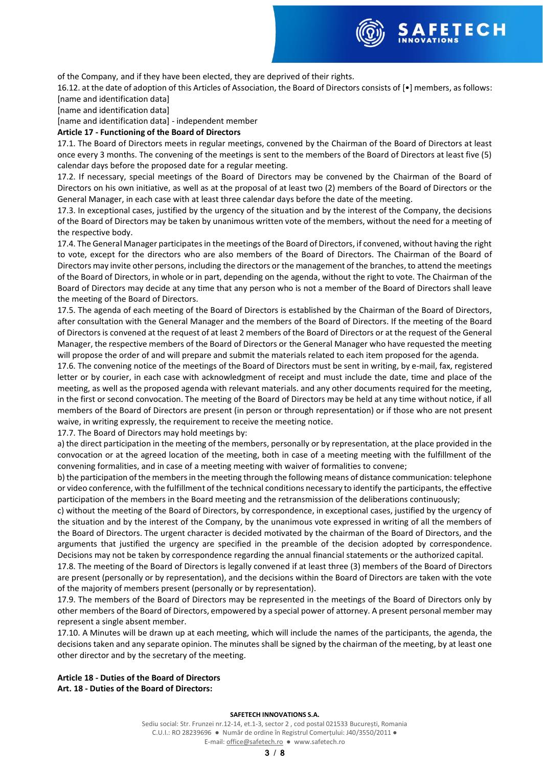of the Company, and if they have been elected, they are deprived of their rights.

16.12. at the date of adoption of this Articles of Association, the Board of Directors consists of [•] members, as follows:
[name and identification data]
[name and identification data]
[name and identification data] - independent member

**Article 17 - Functioning of the Board of Directors**

17.1. The Board of Directors meets in regular meetings, convened by the Chairman of the Board of Directors at least once every 3 months. The convening of the meetings is sent to the members of the Board of Directors at least five (5) calendar days before the proposed date for a regular meeting.

17.2. If necessary, special meetings of the Board of Directors may be convened by the Chairman of the Board of Directors on his own initiative, as well as at the proposal of at least two (2) members of the Board of Directors or the General Manager, in each case with at least three calendar days before the date of the meeting.

17.3. In exceptional cases, justified by the urgency of the situation and by the interest of the Company, the decisions of the Board of Directors may be taken by unanimous written vote of the members, without the need for a meeting of the respective body.

17.4. The General Manager participates in the meetings of the Board of Directors, if convened, without having the right to vote, except for the directors who are also members of the Board of Directors. The Chairman of the Board of Directors may invite other persons, including the directors or the management of the branches, to attend the meetings of the Board of Directors, in whole or in part, depending on the agenda, without the right to vote. The Chairman of the Board of Directors may decide at any time that any person who is not a member of the Board of Directors shall leave the meeting of the Board of Directors.

17.5. The agenda of each meeting of the Board of Directors is established by the Chairman of the Board of Directors, after consultation with the General Manager and the members of the Board of Directors. If the meeting of the Board of Directors is convened at the request of at least 2 members of the Board of Directors or at the request of the General Manager, the respective members of the Board of Directors or the General Manager who have requested the meeting will propose the order of and will prepare and submit the materials related to each item proposed for the agenda.

17.6. The convening notice of the meetings of the Board of Directors must be sent in writing, by e-mail, fax, registered letter or by courier, in each case with acknowledgment of receipt and must include the date, time and place of the meeting, as well as the proposed agenda with relevant materials. and any other documents required for the meeting, in the first or second convocation. The meeting of the Board of Directors may be held at any time without notice, if all members of the Board of Directors are present (in person or through representation) or if those who are not present waive, in writing expressly, the requirement to receive the meeting notice.

17.7. The Board of Directors may hold meetings by:

a) the direct participation in the meeting of the members, personally or by representation, at the place provided in the convocation or at the agreed location of the meeting, both in case of a meeting meeting with the fulfillment of the convening formalities, and in case of a meeting meeting with waiver of formalities to convene;

b) the participation of the members in the meeting through the following means of distance communication: telephone or video conference, with the fulfillment of the technical conditions necessary to identify the participants, the effective participation of the members in the Board meeting and the retransmission of the deliberations continuously;

c) without the meeting of the Board of Directors, by correspondence, in exceptional cases, justified by the urgency of the situation and by the interest of the Company, by the unanimous vote expressed in writing of all the members of the Board of Directors. The urgent character is decided motivated by the chairman of the Board of Directors, and the arguments that justified the urgency are specified in the preamble of the decision adopted by correspondence. Decisions may not be taken by correspondence regarding the annual financial statements or the authorized capital.

17.8. The meeting of the Board of Directors is legally convened if at least three (3) members of the Board of Directors are present (personally or by representation), and the decisions within the Board of Directors are taken with the vote of the majority of members present (personally or by representation).

17.9. The members of the Board of Directors may be represented in the meetings of the Board of Directors only by other members of the Board of Directors, empowered by a special power of attorney. A present personal member may represent a single absent member.

17.10. A Minutes will be drawn up at each meeting, which will include the names of the participants, the agenda, the decisions taken and any separate opinion. The minutes shall be signed by the chairman of the meeting, by at least one other director and by the secretary of the meeting.

**Article 18 - Duties of the Board of Directors**

**Art. 18 - Duties of the Board of Directors:**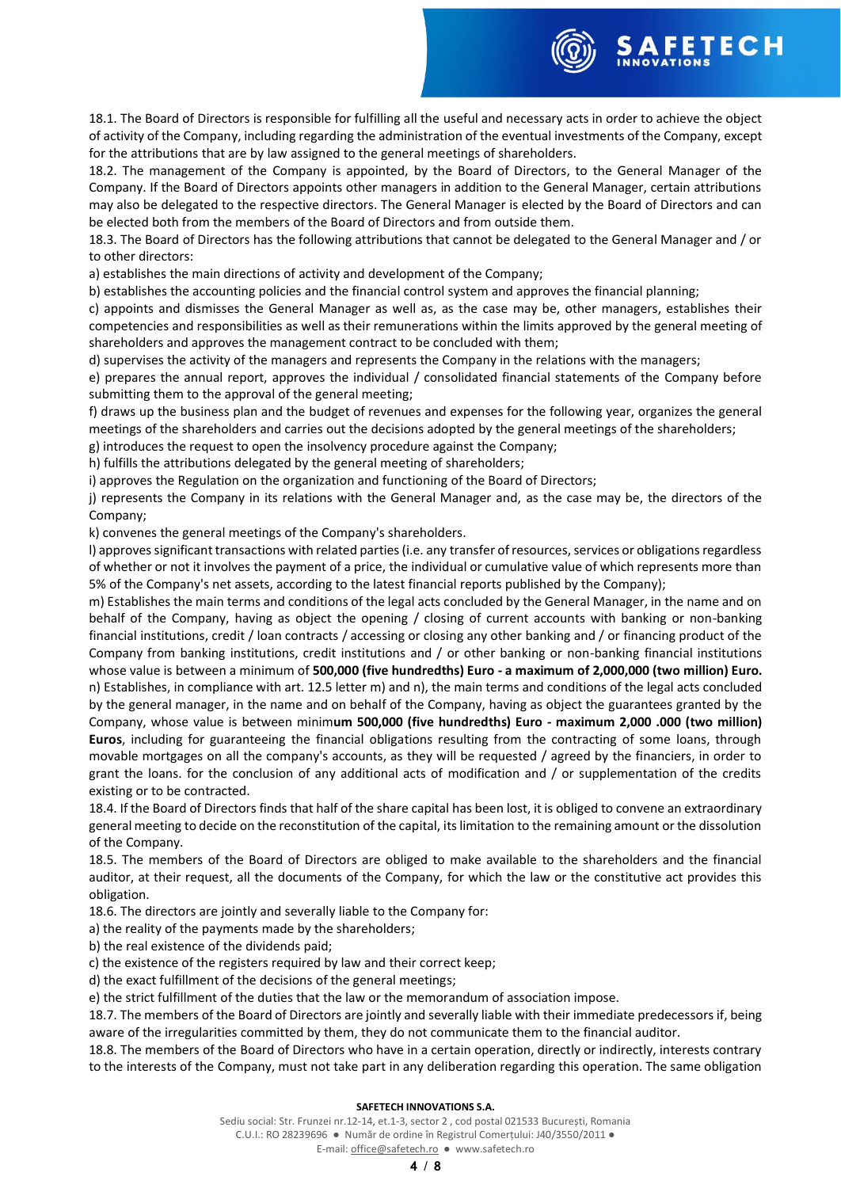18.1. The Board of Directors is responsible for fulfilling all the useful and necessary acts in order to achieve the object of activity of the Company, including regarding the administration of the eventual investments of the Company, except for the attributions that are by law assigned to the general meetings of shareholders.

18.2. The management of the Company is appointed, by the Board of Directors, to the General Manager of the Company. If the Board of Directors appoints other managers in addition to the General Manager, certain attributions may also be delegated to the respective directors. The General Manager is elected by the Board of Directors and can be elected both from the members of the Board of Directors and from outside them.

18.3. The Board of Directors has the following attributions that cannot be delegated to the General Manager and / or to other directors:

a) establishes the main directions of activity and development of the Company;

b) establishes the accounting policies and the financial control system and approves the financial planning;

c) appoints and dismisses the General Manager as well as, as the case may be, other managers, establishes their competencies and responsibilities as well as their remunerations within the limits approved by the general meeting of shareholders and approves the management contract to be concluded with them;

d) supervises the activity of the managers and represents the Company in the relations with the managers;

e) prepares the annual report, approves the individual / consolidated financial statements of the Company before submitting them to the approval of the general meeting;

f) draws up the business plan and the budget of revenues and expenses for the following year, organizes the general meetings of the shareholders and carries out the decisions adopted by the general meetings of the shareholders;

g) introduces the request to open the insolvency procedure against the Company;

h) fulfills the attributions delegated by the general meeting of shareholders;

i) approves the Regulation on the organization and functioning of the Board of Directors;

j) represents the Company in its relations with the General Manager and, as the case may be, the directors of the Company;

k) convenes the general meetings of the Company's shareholders.

l) approves significant transactions with related parties (i.e. any transfer of resources, services or obligations regardless of whether or not it involves the payment of a price, the individual or cumulative value of which represents more than 5% of the Company's net assets, according to the latest financial reports published by the Company);

m) Establishes the main terms and conditions of the legal acts concluded by the General Manager, in the name and on behalf of the Company, having as object the opening / closing of current accounts with banking or non-banking financial institutions, credit / loan contracts / accessing or closing any other banking and / or financing product of the Company from banking institutions, credit institutions and / or other banking or non-banking financial institutions whose value is between a minimum of **500,000 (five hundredths) Euro - a maximum of 2,000,000 (two million) Euro.**

n) Establishes, in compliance with art. 12.5 letter m) and n), the main terms and conditions of the legal acts concluded by the general manager, in the name and on behalf of the Company, having as object the guarantees granted by the Company, whose value is between minim**um 500,000 (five hundredths) Euro - maximum 2,000 .000 (two million) Euros**, including for guaranteeing the financial obligations resulting from the contracting of some loans, through movable mortgages on all the company's accounts, as they will be requested / agreed by the financiers, in order to grant the loans. for the conclusion of any additional acts of modification and / or supplementation of the credits existing or to be contracted.

18.4. If the Board of Directors finds that half of the share capital has been lost, it is obliged to convene an extraordinary general meeting to decide on the reconstitution of the capital, its limitation to the remaining amount or the dissolution of the Company.

18.5. The members of the Board of Directors are obliged to make available to the shareholders and the financial auditor, at their request, all the documents of the Company, for which the law or the constitutive act provides this obligation.

18.6. The directors are jointly and severally liable to the Company for:

a) the reality of the payments made by the shareholders;

b) the real existence of the dividends paid;

c) the existence of the registers required by law and their correct keep;

d) the exact fulfillment of the decisions of the general meetings;

e) the strict fulfillment of the duties that the law or the memorandum of association impose.

18.7. The members of the Board of Directors are jointly and severally liable with their immediate predecessors if, being aware of the irregularities committed by them, they do not communicate them to the financial auditor.

18.8. The members of the Board of Directors who have in a certain operation, directly or indirectly, interests contrary to the interests of the Company, must not take part in any deliberation regarding this operation. The same obligation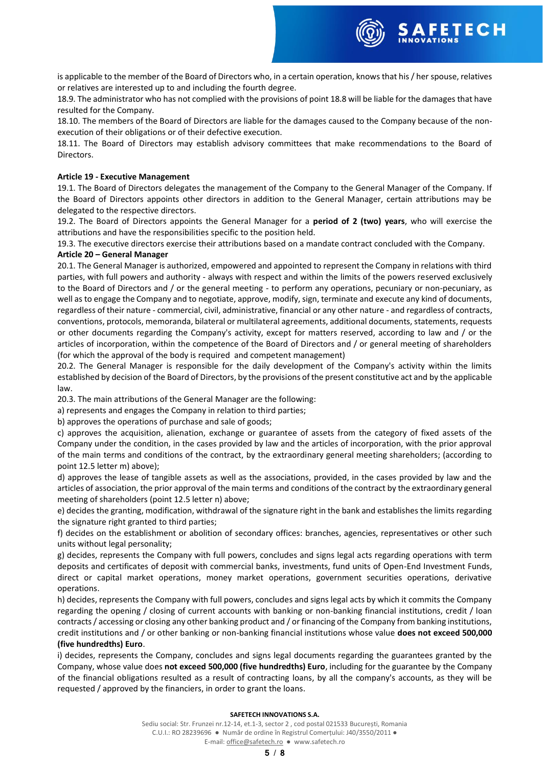is applicable to the member of the Board of Directors who, in a certain operation, knows that his / her spouse, relatives or relatives are interested up to and including the fourth degree.

18.9. The administrator who has not complied with the provisions of point 18.8 will be liable for the damages that have resulted for the Company.

18.10. The members of the Board of Directors are liable for the damages caused to the Company because of the non-execution of their obligations or of their defective execution.

18.11. The Board of Directors may establish advisory committees that make recommendations to the Board of Directors.

**Article 19 - Executive Management**

19.1. The Board of Directors delegates the management of the Company to the General Manager of the Company. If the Board of Directors appoints other directors in addition to the General Manager, certain attributions may be delegated to the respective directors.

19.2. The Board of Directors appoints the General Manager for a **period of 2 (two) years**, who will exercise the attributions and have the responsibilities specific to the position held.

19.3. The executive directors exercise their attributions based on a mandate contract concluded with the Company.

**Article 20 – General Manager**

20.1. The General Manager is authorized, empowered and appointed to represent the Company in relations with third parties, with full powers and authority - always with respect and within the limits of the powers reserved exclusively to the Board of Directors and / or the general meeting - to perform any operations, pecuniary or non-pecuniary, as well as to engage the Company and to negotiate, approve, modify, sign, terminate and execute any kind of documents, regardless of their nature - commercial, civil, administrative, financial or any other nature - and regardless of contracts, conventions, protocols, memoranda, bilateral or multilateral agreements, additional documents, statements, requests or other documents regarding the Company's activity, except for matters reserved, according to law and / or the articles of incorporation, within the competence of the Board of Directors and / or general meeting of shareholders (for which the approval of the body is required and competent management)

20.2. The General Manager is responsible for the daily development of the Company's activity within the limits established by decision of the Board of Directors, by the provisions of the present constitutive act and by the applicable law.

20.3. The main attributions of the General Manager are the following:

a) represents and engages the Company in relation to third parties;

b) approves the operations of purchase and sale of goods;

c) approves the acquisition, alienation, exchange or guarantee of assets from the category of fixed assets of the Company under the condition, in the cases provided by law and the articles of incorporation, with the prior approval of the main terms and conditions of the contract, by the extraordinary general meeting shareholders; (according to point 12.5 letter m) above);

d) approves the lease of tangible assets as well as the associations, provided, in the cases provided by law and the articles of association, the prior approval of the main terms and conditions of the contract by the extraordinary general meeting of shareholders (point 12.5 letter n) above;

e) decides the granting, modification, withdrawal of the signature right in the bank and establishes the limits regarding the signature right granted to third parties;

f) decides on the establishment or abolition of secondary offices: branches, agencies, representatives or other such units without legal personality;

g) decides, represents the Company with full powers, concludes and signs legal acts regarding operations with term deposits and certificates of deposit with commercial banks, investments, fund units of Open-End Investment Funds, direct or capital market operations, money market operations, government securities operations, derivative operations.

h) decides, represents the Company with full powers, concludes and signs legal acts by which it commits the Company regarding the opening / closing of current accounts with banking or non-banking financial institutions, credit / loan contracts / accessing or closing any other banking product and / or financing of the Company from banking institutions, credit institutions and / or other banking or non-banking financial institutions whose value **does not exceed 500,000 (five hundredths) Euro**.

i) decides, represents the Company, concludes and signs legal documents regarding the guarantees granted by the Company, whose value does **not exceed 500,000 (five hundredths) Euro**, including for the guarantee by the Company of the financial obligations resulted as a result of contracting loans, by all the company's accounts, as they will be requested / approved by the financiers, in order to grant the loans.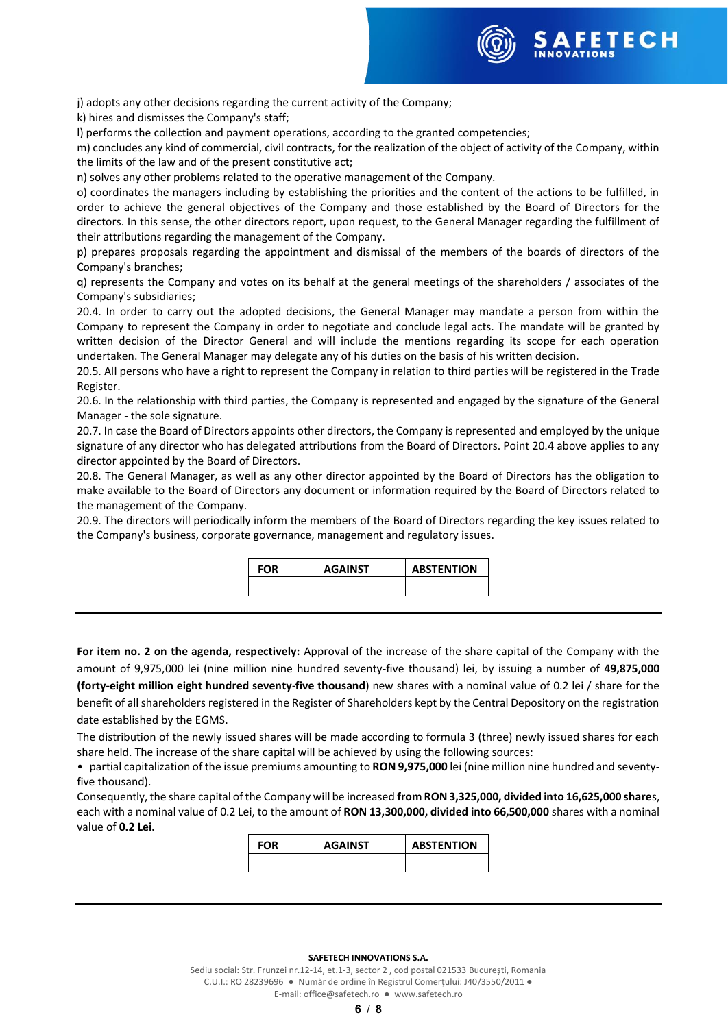j) adopts any other decisions regarding the current activity of the Company;

k) hires and dismisses the Company's staff;

l) performs the collection and payment operations, according to the granted competencies;

m) concludes any kind of commercial, civil contracts, for the realization of the object of activity of the Company, within the limits of the law and of the present constitutive act;

n) solves any other problems related to the operative management of the Company.

o) coordinates the managers including by establishing the priorities and the content of the actions to be fulfilled, in order to achieve the general objectives of the Company and those established by the Board of Directors for the directors. In this sense, the other directors report, upon request, to the General Manager regarding the fulfillment of their attributions regarding the management of the Company.

p) prepares proposals regarding the appointment and dismissal of the members of the boards of directors of the Company's branches;

q) represents the Company and votes on its behalf at the general meetings of the shareholders / associates of the Company's subsidiaries;

20.4. In order to carry out the adopted decisions, the General Manager may mandate a person from within the Company to represent the Company in order to negotiate and conclude legal acts. The mandate will be granted by written decision of the Director General and will include the mentions regarding its scope for each operation undertaken. The General Manager may delegate any of his duties on the basis of his written decision.

20.5. All persons who have a right to represent the Company in relation to third parties will be registered in the Trade Register.

20.6. In the relationship with third parties, the Company is represented and engaged by the signature of the General Manager - the sole signature.

20.7. In case the Board of Directors appoints other directors, the Company is represented and employed by the unique signature of any director who has delegated attributions from the Board of Directors. Point 20.4 above applies to any director appointed by the Board of Directors.

20.8. The General Manager, as well as any other director appointed by the Board of Directors has the obligation to make available to the Board of Directors any document or information required by the Board of Directors related to the management of the Company.

20.9. The directors will periodically inform the members of the Board of Directors regarding the key issues related to the Company's business, corporate governance, management and regulatory issues.

| FOR | AGAINST | ABSTENTION |
|---|---|---|
| | | |

---

**For item no. 2 on the agenda, respectively:** Approval of the increase of the share capital of the Company with the amount of 9,975,000 lei (nine million nine hundred seventy-five thousand) lei, by issuing a number of **49,875,000 (forty-eight million eight hundred seventy-five thousand**) new shares with a nominal value of 0.2 lei / share for the benefit of all shareholders registered in the Register of Shareholders kept by the Central Depository on the registration date established by the EGMS.

The distribution of the newly issued shares will be made according to formula 3 (three) newly issued shares for each share held. The increase of the share capital will be achieved by using the following sources:

- partial capitalization of the issue premiums amounting to **RON 9,975,000** lei (nine million nine hundred and seventy-five thousand).

Consequently, the share capital of the Company will be increased **from RON 3,325,000, divided into 16,625,000 share**s, each with a nominal value of 0.2 Lei, to the amount of **RON 13,300,000, divided into 66,500,000** shares with a nominal value of **0.2 Lei.**

| FOR | AGAINST | ABSTENTION |
|---|---|---|
| | | |

---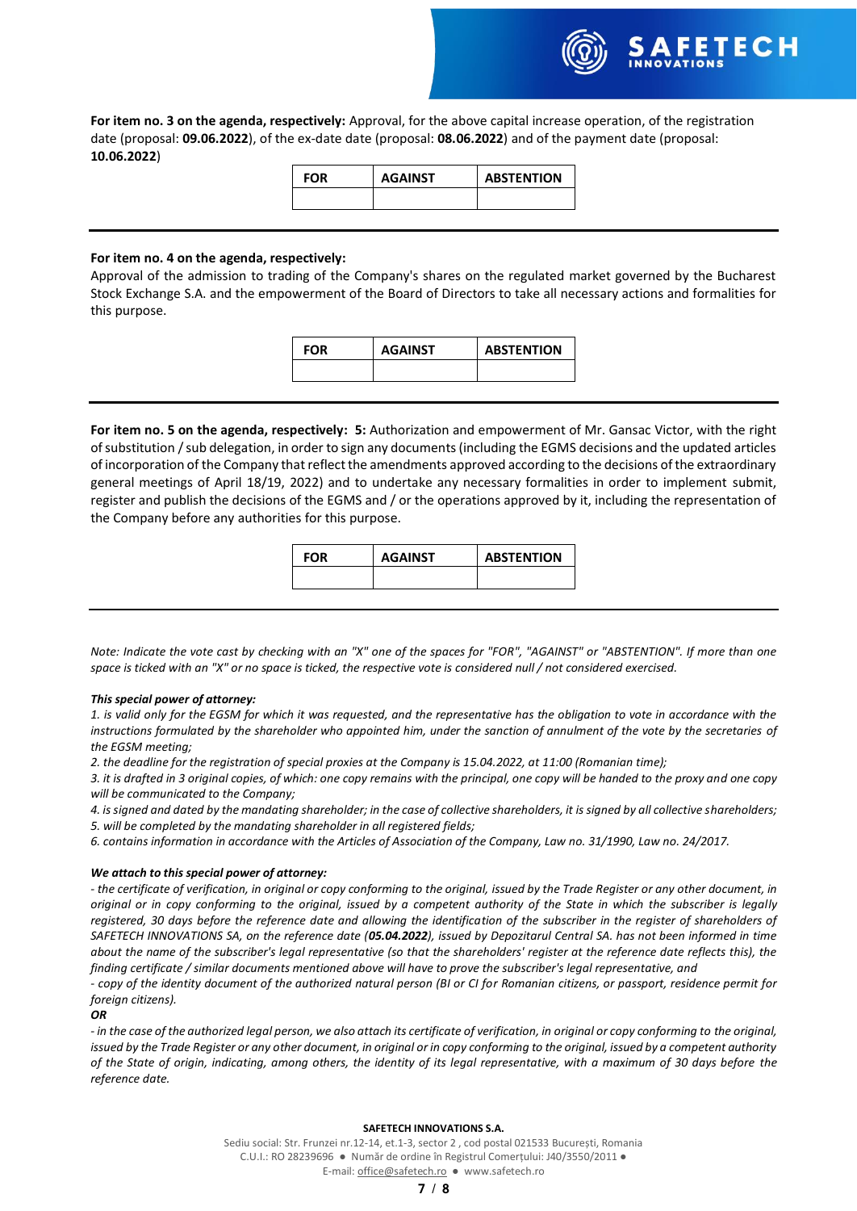**For item no. 3 on the agenda, respectively:** Approval, for the above capital increase operation, of the registration date (proposal: **09.06.2022**), of the ex-date date (proposal: **08.06.2022**) and of the payment date (proposal: **10.06.2022**)

| FOR | AGAINST | ABSTENTION |
|---|---|---|
| | | |

---

**For item no. 4 on the agenda, respectively:**
Approval of the admission to trading of the Company's shares on the regulated market governed by the Bucharest Stock Exchange S.A. and the empowerment of the Board of Directors to take all necessary actions and formalities for this purpose.

| FOR | AGAINST | ABSTENTION |
|---|---|---|
| | | |

---

**For item no. 5 on the agenda, respectively: 5:** Authorization and empowerment of Mr. Gansac Victor, with the right of substitution / sub delegation, in order to sign any documents (including the EGMS decisions and the updated articles of incorporation of the Company that reflect the amendments approved according to the decisions of the extraordinary general meetings of April 18/19, 2022) and to undertake any necessary formalities in order to implement submit, register and publish the decisions of the EGMS and / or the operations approved by it, including the representation of the Company before any authorities for this purpose.

| FOR | AGAINST | ABSTENTION |
|---|---|---|
| | | |

---

*Note: Indicate the vote cast by checking with an "X" one of the spaces for "FOR", "AGAINST" or "ABSTENTION". If more than one space is ticked with an "X" or no space is ticked, the respective vote is considered null / not considered exercised.*

***This special power of attorney:***

*1. is valid only for the EGSM for which it was requested, and the representative has the obligation to vote in accordance with the instructions formulated by the shareholder who appointed him, under the sanction of annulment of the vote by the secretaries of the EGSM meeting;*

*2. the deadline for the registration of special proxies at the Company is 15.04.2022, at 11:00 (Romanian time);*

*3. it is drafted in 3 original copies, of which: one copy remains with the principal, one copy will be handed to the proxy and one copy will be communicated to the Company;*

*4. is signed and dated by the mandating shareholder; in the case of collective shareholders, it is signed by all collective shareholders;*

*5. will be completed by the mandating shareholder in all registered fields;*

*6. contains information in accordance with the Articles of Association of the Company, Law no. 31/1990, Law no. 24/2017.*

***We attach to this special power of attorney:***

*- the certificate of verification, in original or copy conforming to the original, issued by the Trade Register or any other document, in original or in copy conforming to the original, issued by a competent authority of the State in which the subscriber is legally registered, 30 days before the reference date and allowing the identification of the subscriber in the register of shareholders of SAFETECH INNOVATIONS SA, on the reference date (**05.04.2022**), issued by Depozitarul Central SA. has not been informed in time about the name of the subscriber's legal representative (so that the shareholders' register at the reference date reflects this), the finding certificate / similar documents mentioned above will have to prove the subscriber's legal representative, and*

*- copy of the identity document of the authorized natural person (BI or CI for Romanian citizens, or passport, residence permit for foreign citizens).*

***OR***

*- in the case of the authorized legal person, we also attach its certificate of verification, in original or copy conforming to the original, issued by the Trade Register or any other document, in original or in copy conforming to the original, issued by a competent authority of the State of origin, indicating, among others, the identity of its legal representative, with a maximum of 30 days before the reference date.*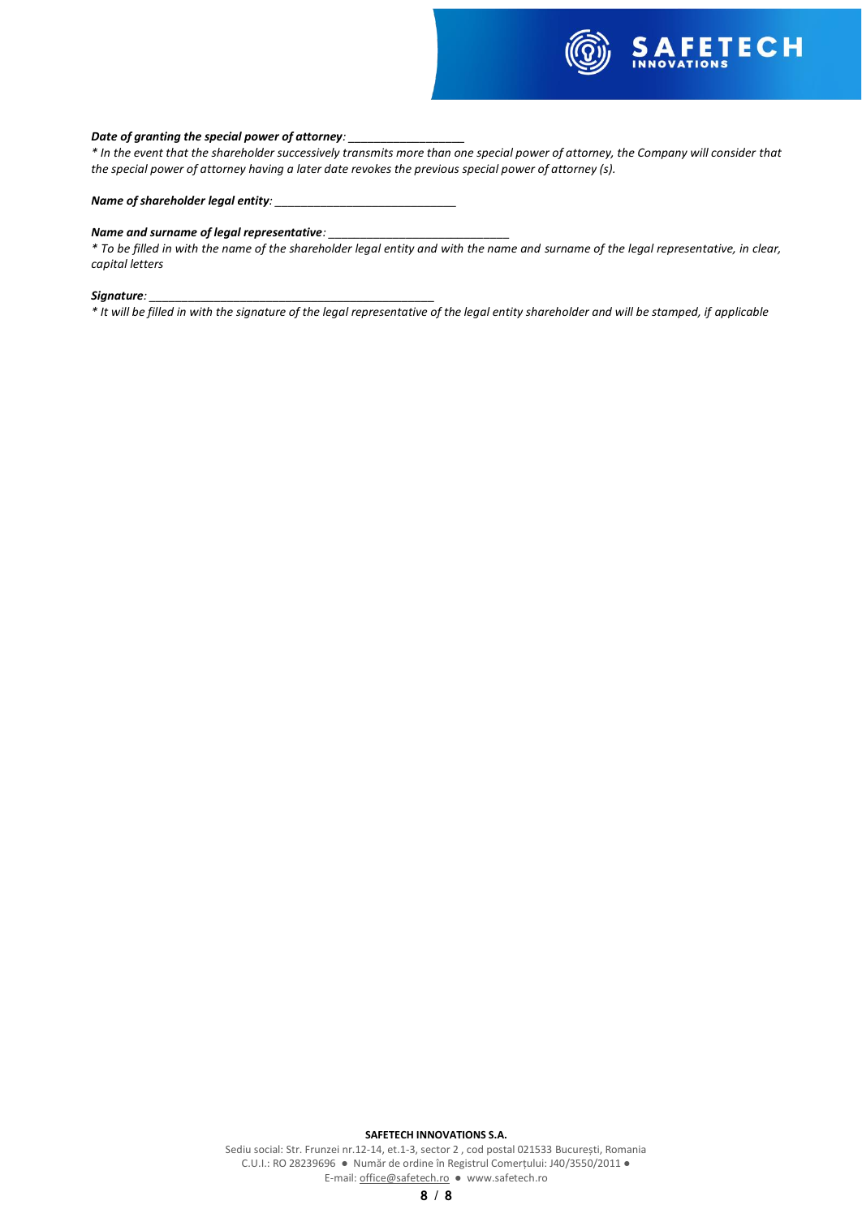***Date of granting the special power of attorney****:* __________________

*\* In the event that the shareholder successively transmits more than one special power of attorney, the Company will consider that the special power of attorney having a later date revokes the previous special power of attorney (s).*

***Name of shareholder legal entity****:* ____________________________

***Name and surname of legal representative****:* ____________________________

*\* To be filled in with the name of the shareholder legal entity and with the name and surname of the legal representative, in clear, capital letters*

***Signature****:* ____________________________________________

*\* It will be filled in with the signature of the legal representative of the legal entity shareholder and will be stamped, if applicable*